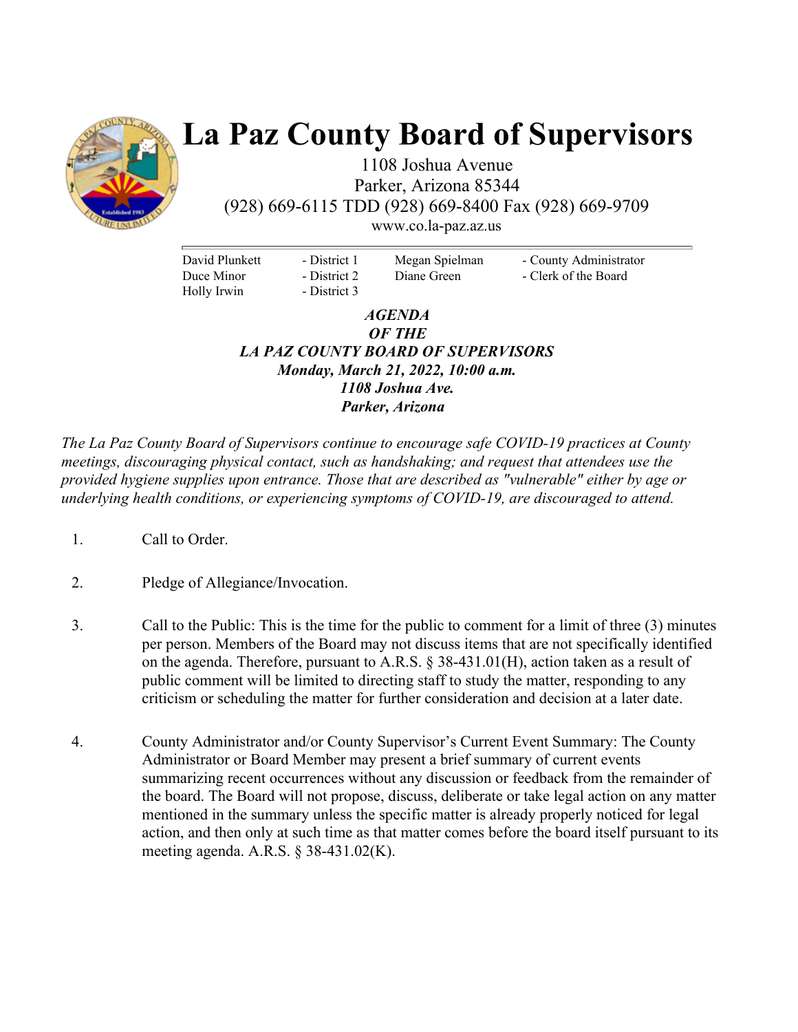# La Paz County Board of Supervisors

1108 Joshua Avenue
Parker, Arizona 85344
(928) 669-6115 TDD (928) 669-8400 Fax (928) 669-9709
www.co.la-paz.az.us

| | | | |
|---|---|---|---|
| David Plunkett | - District 1 | Megan Spielman | - County Administrator |
| Duce Minor | - District 2 | Diane Green | - Clerk of the Board |
| Holly Irwin | - District 3 | | |

***AGENDA***
***OF THE***
***LA PAZ COUNTY BOARD OF SUPERVISORS***
***Monday, March 21, 2022, 10:00 a.m.***
***1108 Joshua Ave.***
***Parker, Arizona***

*The La Paz County Board of Supervisors continue to encourage safe COVID-19 practices at County meetings, discouraging physical contact, such as handshaking; and request that attendees use the provided hygiene supplies upon entrance. Those that are described as "vulnerable" either by age or underlying health conditions, or experiencing symptoms of COVID-19, are discouraged to attend.*

1. Call to Order.

2. Pledge of Allegiance/Invocation.

3. Call to the Public: This is the time for the public to comment for a limit of three (3) minutes per person. Members of the Board may not discuss items that are not specifically identified on the agenda. Therefore, pursuant to A.R.S. § 38-431.01(H), action taken as a result of public comment will be limited to directing staff to study the matter, responding to any criticism or scheduling the matter for further consideration and decision at a later date.

4. County Administrator and/or County Supervisor's Current Event Summary: The County Administrator or Board Member may present a brief summary of current events summarizing recent occurrences without any discussion or feedback from the remainder of the board. The Board will not propose, discuss, deliberate or take legal action on any matter mentioned in the summary unless the specific matter is already properly noticed for legal action, and then only at such time as that matter comes before the board itself pursuant to its meeting agenda. A.R.S. § 38-431.02(K).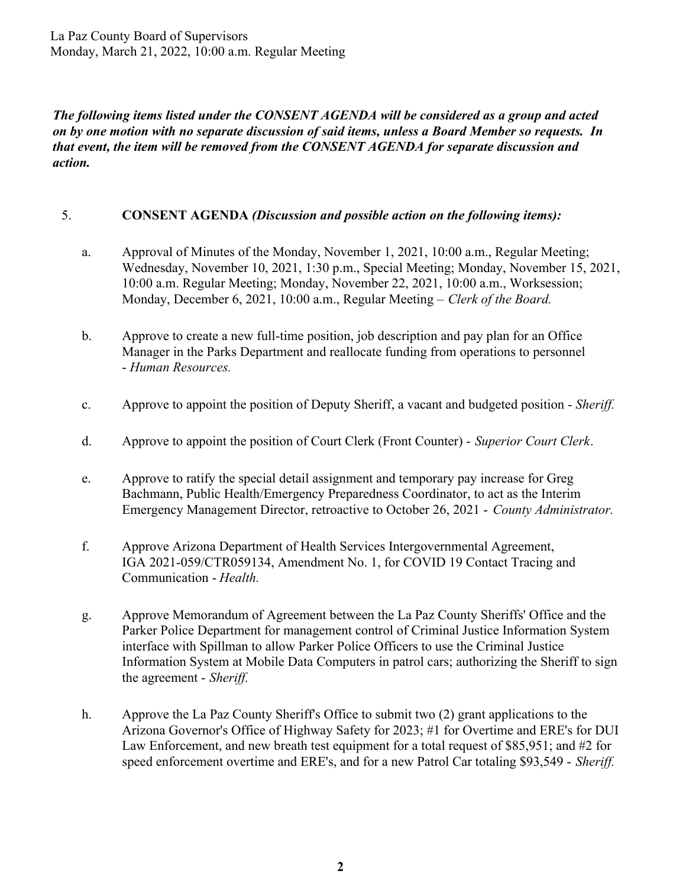***The following items listed under the CONSENT AGENDA will be considered as a group and acted on by one motion with no separate discussion of said items, unless a Board Member so requests. In that event, the item will be removed from the CONSENT AGENDA for separate discussion and action.***

5. **CONSENT AGENDA** ***(Discussion and possible action on the following items):***

   a. Approval of Minutes of the Monday, November 1, 2021, 10:00 a.m., Regular Meeting; Wednesday, November 10, 2021, 1:30 p.m., Special Meeting; Monday, November 15, 2021, 10:00 a.m. Regular Meeting; Monday, November 22, 2021, 10:00 a.m., Worksession; Monday, December 6, 2021, 10:00 a.m., Regular Meeting – *Clerk of the Board.*

   b. Approve to create a new full-time position, job description and pay plan for an Office Manager in the Parks Department and reallocate funding from operations to personnel - *Human Resources.*

   c. Approve to appoint the position of Deputy Sheriff, a vacant and budgeted position - *Sheriff.*

   d. Approve to appoint the position of Court Clerk (Front Counter) - *Superior Court Clerk*.

   e. Approve to ratify the special detail assignment and temporary pay increase for Greg Bachmann, Public Health/Emergency Preparedness Coordinator, to act as the Interim Emergency Management Director, retroactive to October 26, 2021 - *County Administrator.*

   f. Approve Arizona Department of Health Services Intergovernmental Agreement, IGA 2021-059/CTR059134, Amendment No. 1, for COVID 19 Contact Tracing and Communication - *Health.*

   g. Approve Memorandum of Agreement between the La Paz County Sheriffs' Office and the Parker Police Department for management control of Criminal Justice Information System interface with Spillman to allow Parker Police Officers to use the Criminal Justice Information System at Mobile Data Computers in patrol cars; authorizing the Sheriff to sign the agreement - *Sheriff.*

   h. Approve the La Paz County Sheriff's Office to submit two (2) grant applications to the Arizona Governor's Office of Highway Safety for 2023; #1 for Overtime and ERE's for DUI Law Enforcement, and new breath test equipment for a total request of $85,951; and #2 for speed enforcement overtime and ERE's, and for a new Patrol Car totaling $93,549 - *Sheriff.*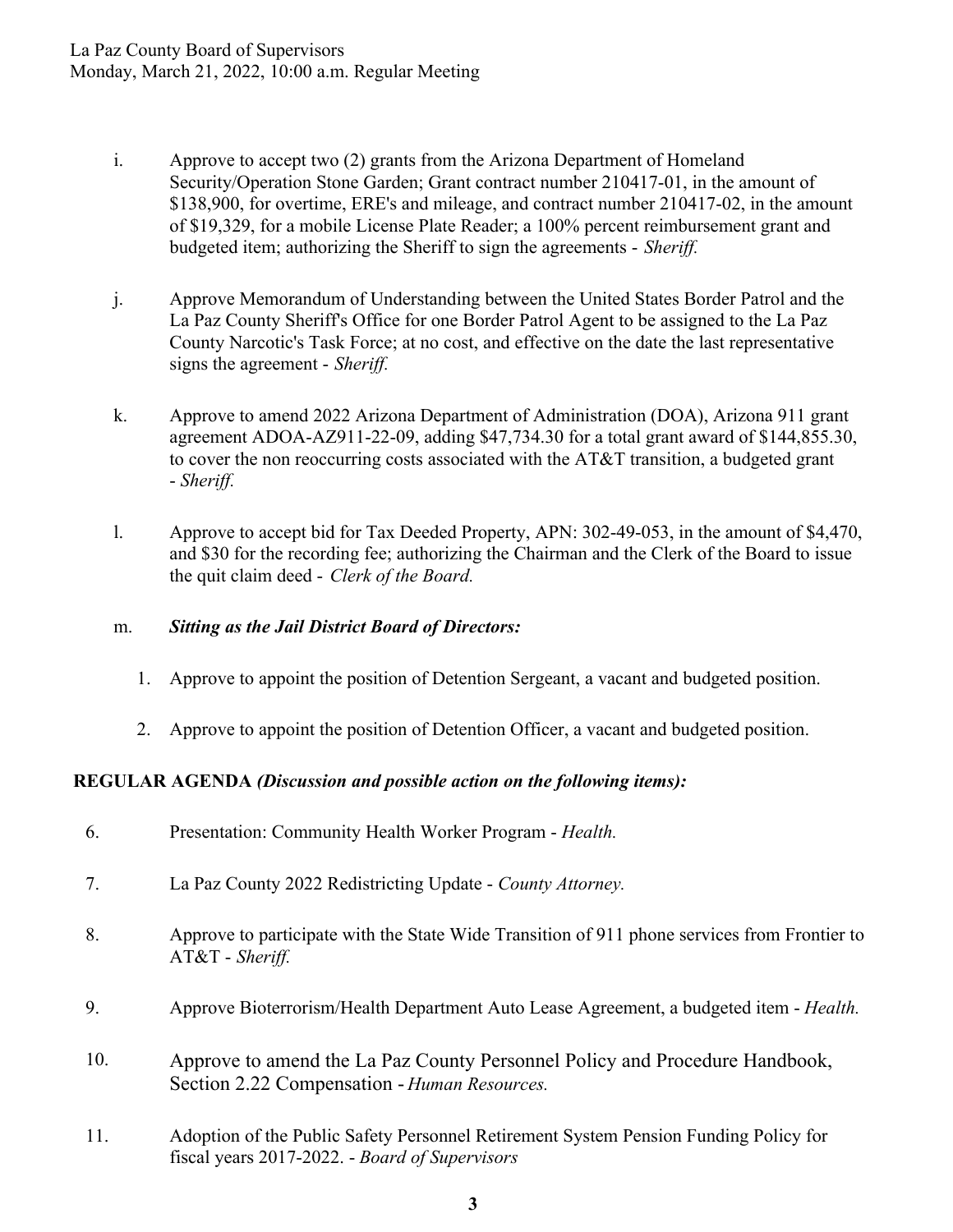i. Approve to accept two (2) grants from the Arizona Department of Homeland Security/Operation Stone Garden; Grant contract number 210417-01, in the amount of $138,900, for overtime, ERE's and mileage, and contract number 210417-02, in the amount of $19,329, for a mobile License Plate Reader; a 100% percent reimbursement grant and budgeted item; authorizing the Sheriff to sign the agreements - *Sheriff.*

j. Approve Memorandum of Understanding between the United States Border Patrol and the La Paz County Sheriff's Office for one Border Patrol Agent to be assigned to the La Paz County Narcotic's Task Force; at no cost, and effective on the date the last representative signs the agreement - *Sheriff.*

k. Approve to amend 2022 Arizona Department of Administration (DOA), Arizona 911 grant agreement ADOA-AZ911-22-09, adding $47,734.30 for a total grant award of $144,855.30, to cover the non reoccurring costs associated with the AT&T transition, a budgeted grant - *Sheriff.*

l. Approve to accept bid for Tax Deeded Property, APN: 302-49-053, in the amount of $4,470, and $30 for the recording fee; authorizing the Chairman and the Clerk of the Board to issue the quit claim deed - *Clerk of the Board.*

m. ***Sitting as the Jail District Board of Directors:***

   1. Approve to appoint the position of Detention Sergeant, a vacant and budgeted position.
   2. Approve to appoint the position of Detention Officer, a vacant and budgeted position.

**REGULAR AGENDA *(Discussion and possible action on the following items):***

6. Presentation: Community Health Worker Program - *Health.*

7. La Paz County 2022 Redistricting Update - *County Attorney.*

8. Approve to participate with the State Wide Transition of 911 phone services from Frontier to AT&T - *Sheriff.*

9. Approve Bioterrorism/Health Department Auto Lease Agreement, a budgeted item - *Health.*

10. Approve to amend the La Paz County Personnel Policy and Procedure Handbook, Section 2.22 Compensation - *Human Resources.*

11. Adoption of the Public Safety Personnel Retirement System Pension Funding Policy for fiscal years 2017-2022. - *Board of Supervisors*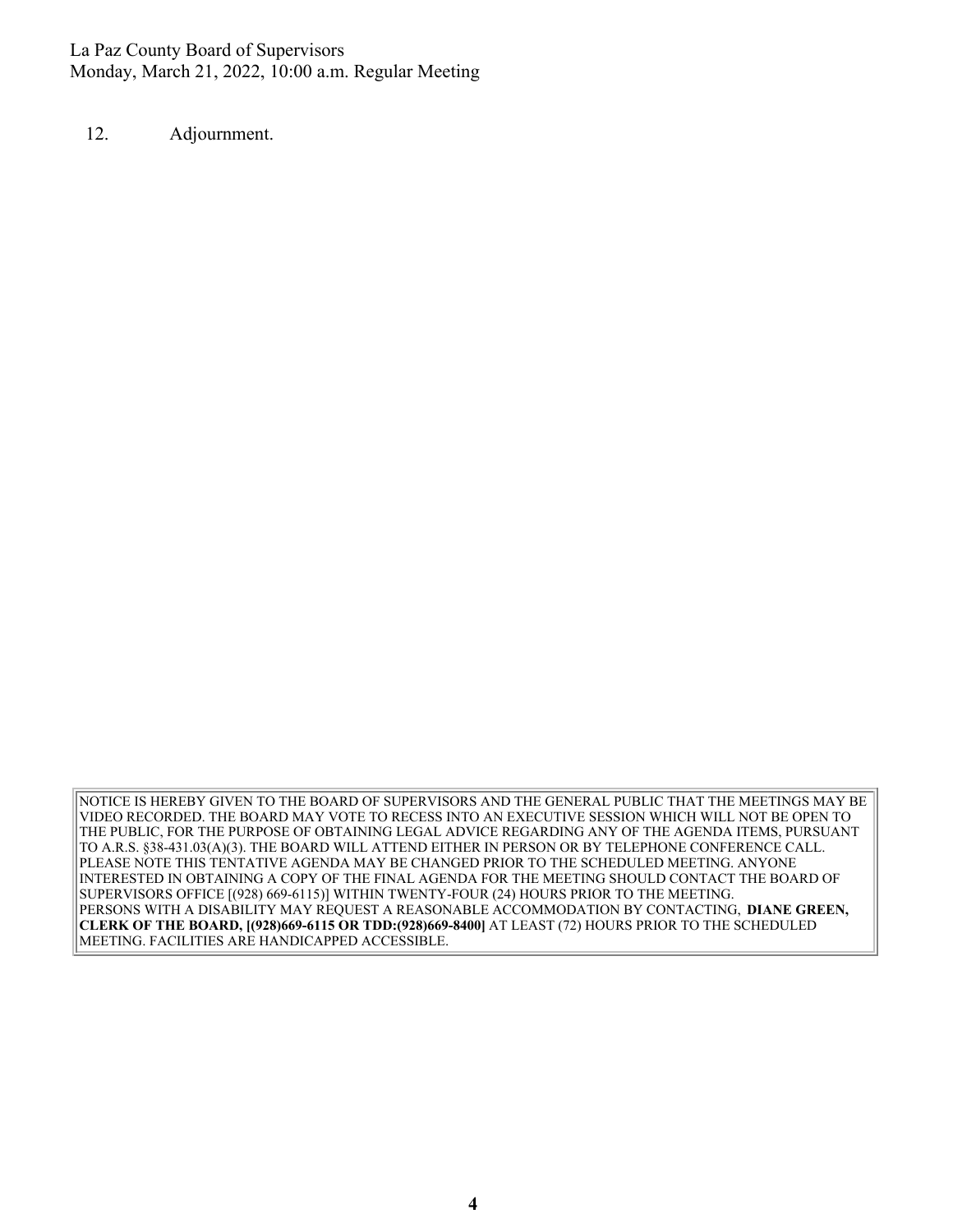12. Adjournment.

NOTICE IS HEREBY GIVEN TO THE BOARD OF SUPERVISORS AND THE GENERAL PUBLIC THAT THE MEETINGS MAY BE VIDEO RECORDED. THE BOARD MAY VOTE TO RECESS INTO AN EXECUTIVE SESSION WHICH WILL NOT BE OPEN TO THE PUBLIC, FOR THE PURPOSE OF OBTAINING LEGAL ADVICE REGARDING ANY OF THE AGENDA ITEMS, PURSUANT TO A.R.S. §38-431.03(A)(3). THE BOARD WILL ATTEND EITHER IN PERSON OR BY TELEPHONE CONFERENCE CALL. PLEASE NOTE THIS TENTATIVE AGENDA MAY BE CHANGED PRIOR TO THE SCHEDULED MEETING. ANYONE INTERESTED IN OBTAINING A COPY OF THE FINAL AGENDA FOR THE MEETING SHOULD CONTACT THE BOARD OF SUPERVISORS OFFICE [(928) 669-6115)] WITHIN TWENTY-FOUR (24) HOURS PRIOR TO THE MEETING.
PERSONS WITH A DISABILITY MAY REQUEST A REASONABLE ACCOMMODATION BY CONTACTING, **DIANE GREEN, CLERK OF THE BOARD, [(928)669-6115 OR TDD:(928)669-8400]** AT LEAST (72) HOURS PRIOR TO THE SCHEDULED MEETING. FACILITIES ARE HANDICAPPED ACCESSIBLE.